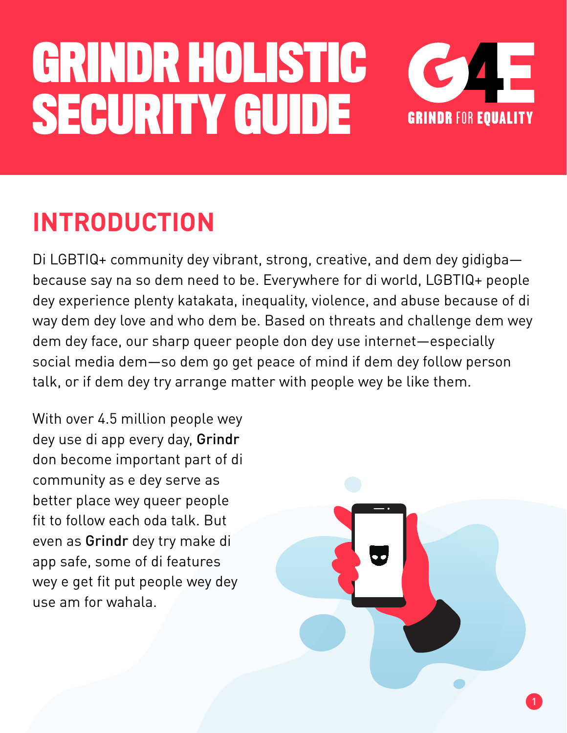# GRINDR HOLISTIC SECURITY GUIDE

GRINDR FOR EQUALITY

## INTRODUCTION

Di LGBTIQ+ community dey vibrant, strong, creative, and dem dey gidigba—because say na so dem need to be. Everywhere for di world, LGBTIQ+ people dey experience plenty katakata, inequality, violence, and abuse because of di way dem dey love and who dem be. Based on threats and challenge dem wey dem dey face, our sharp queer people don dey use internet—especially social media dem—so dem go get peace of mind if dem dey follow person talk, or if dem dey try arrange matter with people wey be like them.

With over 4.5 million people wey dey use di app every day, **Grindr** don become important part of di community as e dey serve as better place wey queer people fit to follow each oda talk. But even as **Grindr** dey try make di app safe, some of di features wey e get fit put people wey dey use am for wahala.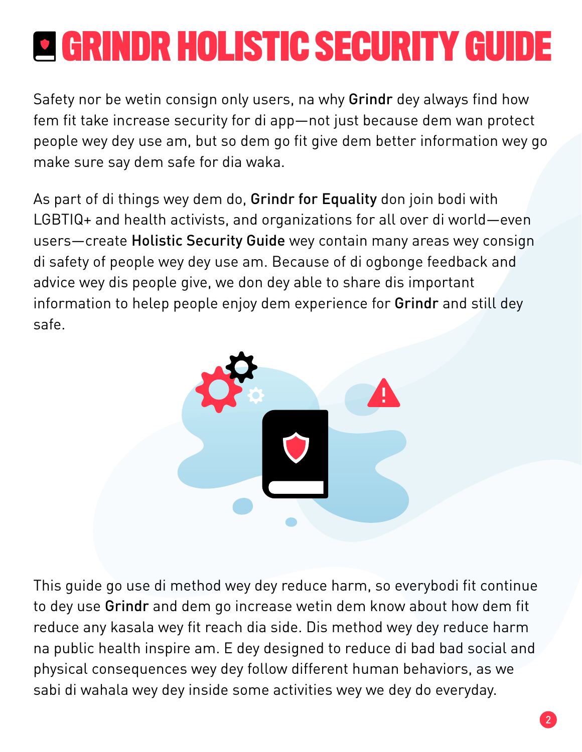# GRINDR HOLISTIC SECURITY GUIDE

Safety nor be wetin consign only users, na why **Grindr** dey always find how fem fit take increase security for di app—not just because dem wan protect people wey dey use am, but so dem go fit give dem better information wey go make sure say dem safe for dia waka.

As part of di things wey dem do, **Grindr for Equality** don join bodi with LGBTIQ+ and health activists, and organizations for all over di world—even users—create **Holistic Security Guide** wey contain many areas wey consign di safety of people wey dey use am. Because of di ogbonge feedback and advice wey dis people give, we don dey able to share dis important information to helep people enjoy dem experience for **Grindr** and still dey safe.

This guide go use di method wey dey reduce harm, so everybodi fit continue to dey use **Grindr** and dem go increase wetin dem know about how dem fit reduce any kasala wey fit reach dia side. Dis method wey dey reduce harm na public health inspire am. E dey designed to reduce di bad bad social and physical consequences wey dey follow different human behaviors, as we sabi di wahala wey dey inside some activities wey we dey do everyday.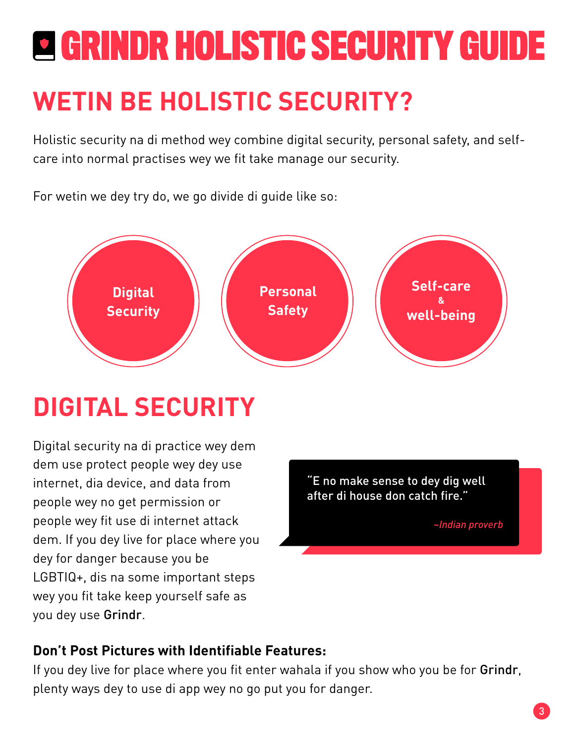# GRINDR HOLISTIC SECURITY GUIDE

## WETIN BE HOLISTIC SECURITY?

Holistic security na di method wey combine digital security, personal safety, and self-care into normal practises wey we fit take manage our security.

For wetin we dey try do, we go divide di guide like so:

- Digital Security
- Personal Safety
- Self-care & well-being

## DIGITAL SECURITY

Digital security na di practice wey dem dem use protect people wey dey use internet, dia device, and data from people wey no get permission or people wey fit use di internet attack dem. If you dey live for place where you dey for danger because you be LGBTIQ+, dis na some important steps wey you fit take keep yourself safe as you dey use Grindr.

> "E no make sense to dey dig well after di house don catch fire."
>
> *~Indian proverb*

**Don't Post Pictures with Identifiable Features:**
If you dey live for place where you fit enter wahala if you show who you be for Grindr, plenty ways dey to use di app wey no go put you for danger.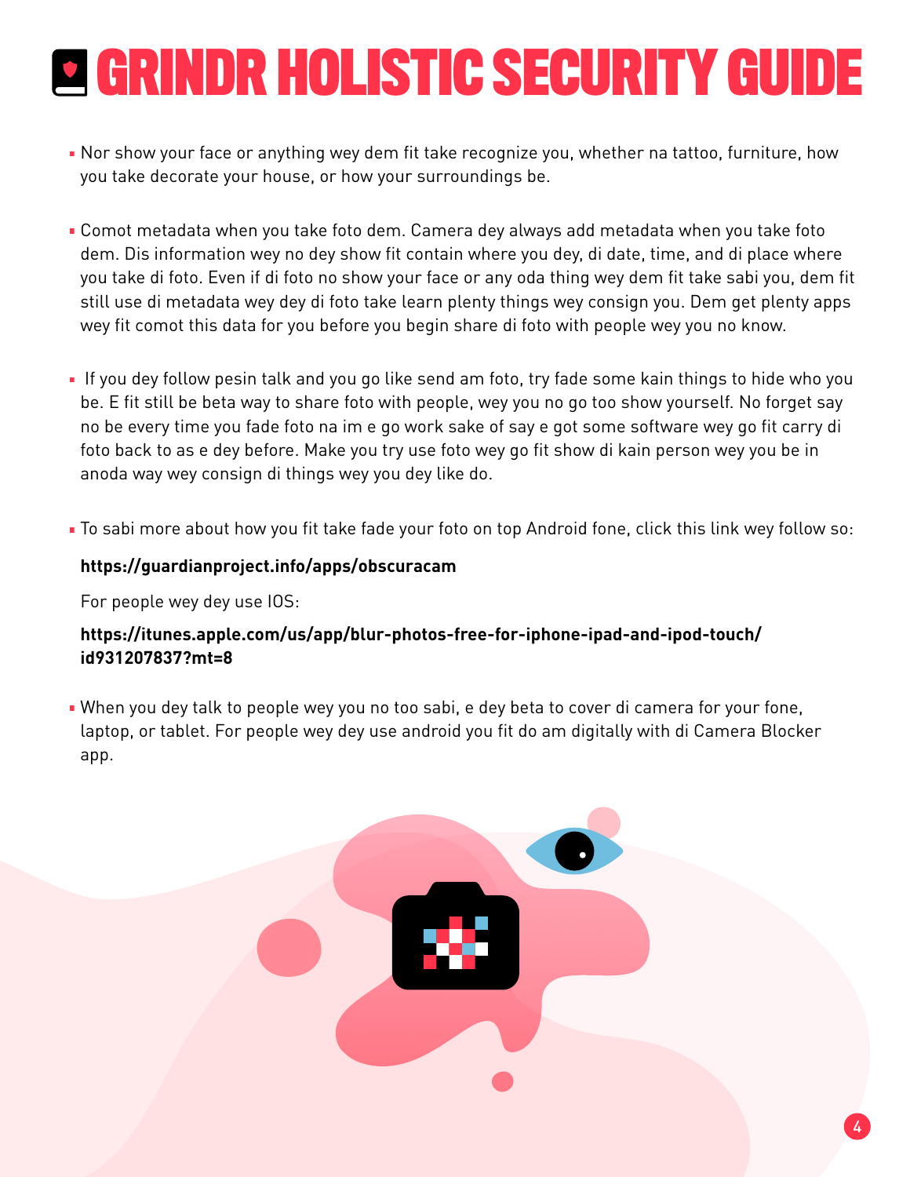# GRINDR HOLISTIC SECURITY GUIDE

- Nor show your face or anything wey dem fit take recognize you, whether na tattoo, furniture, how you take decorate your house, or how your surroundings be.

- Comot metadata when you take foto dem. Camera dey always add metadata when you take foto dem. Dis information wey no dey show fit contain where you dey, di date, time, and di place where you take di foto. Even if di foto no show your face or any oda thing wey dem fit take sabi you, dem fit still use di metadata wey dey di foto take learn plenty things wey consign you. Dem get plenty apps wey fit comot this data for you before you begin share di foto with people wey you no know.

- If you dey follow pesin talk and you go like send am foto, try fade some kain things to hide who you be. E fit still be beta way to share foto with people, wey you no go too show yourself. No forget say no be every time you fade foto na im e go work sake of say e got some software wey go fit carry di foto back to as e dey before. Make you try use foto wey go fit show di kain person wey you be in anoda way wey consign di things wey you dey like do.

- To sabi more about how you fit take fade your foto on top Android fone, click this link wey follow so:

  **https://guardianproject.info/apps/obscuracam**

  For people wey dey use IOS:

  **https://itunes.apple.com/us/app/blur-photos-free-for-iphone-ipad-and-ipod-touch/id931207837?mt=8**

- When you dey talk to people wey you no too sabi, e dey beta to cover di camera for your fone, laptop, or tablet. For people wey dey use android you fit do am digitally with di Camera Blocker app.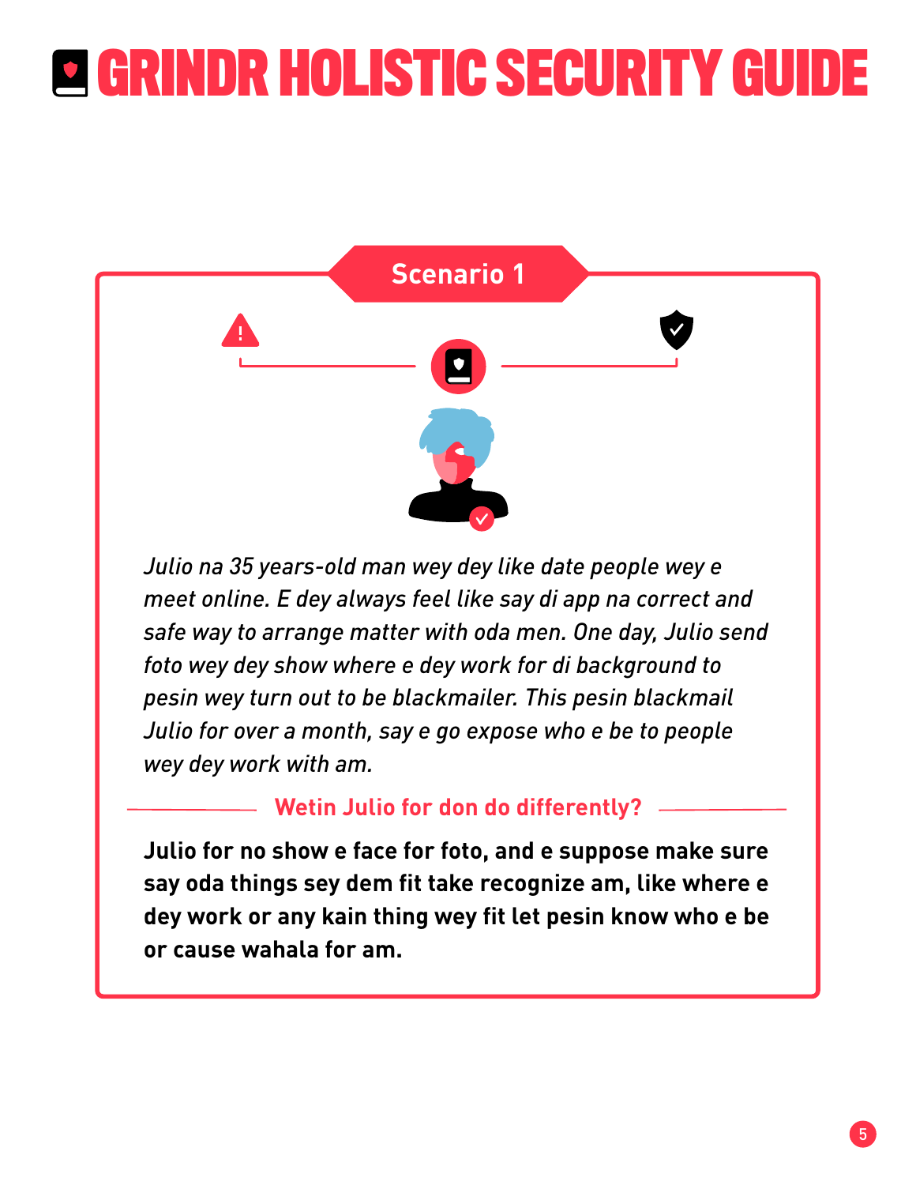# GRINDR HOLISTIC SECURITY GUIDE

## Scenario 1

*Julio na 35 years-old man wey dey like date people wey e meet online. E dey always feel like say di app na correct and safe way to arrange matter with oda men. One day, Julio send foto wey dey show where e dey work for di background to pesin wey turn out to be blackmailer. This pesin blackmail Julio for over a month, say e go expose who e be to people wey dey work with am.*

### Wetin Julio for don do differently?

**Julio for no show e face for foto, and e suppose make sure say oda things sey dem fit take recognize am, like where e dey work or any kain thing wey fit let pesin know who e be or cause wahala for am.**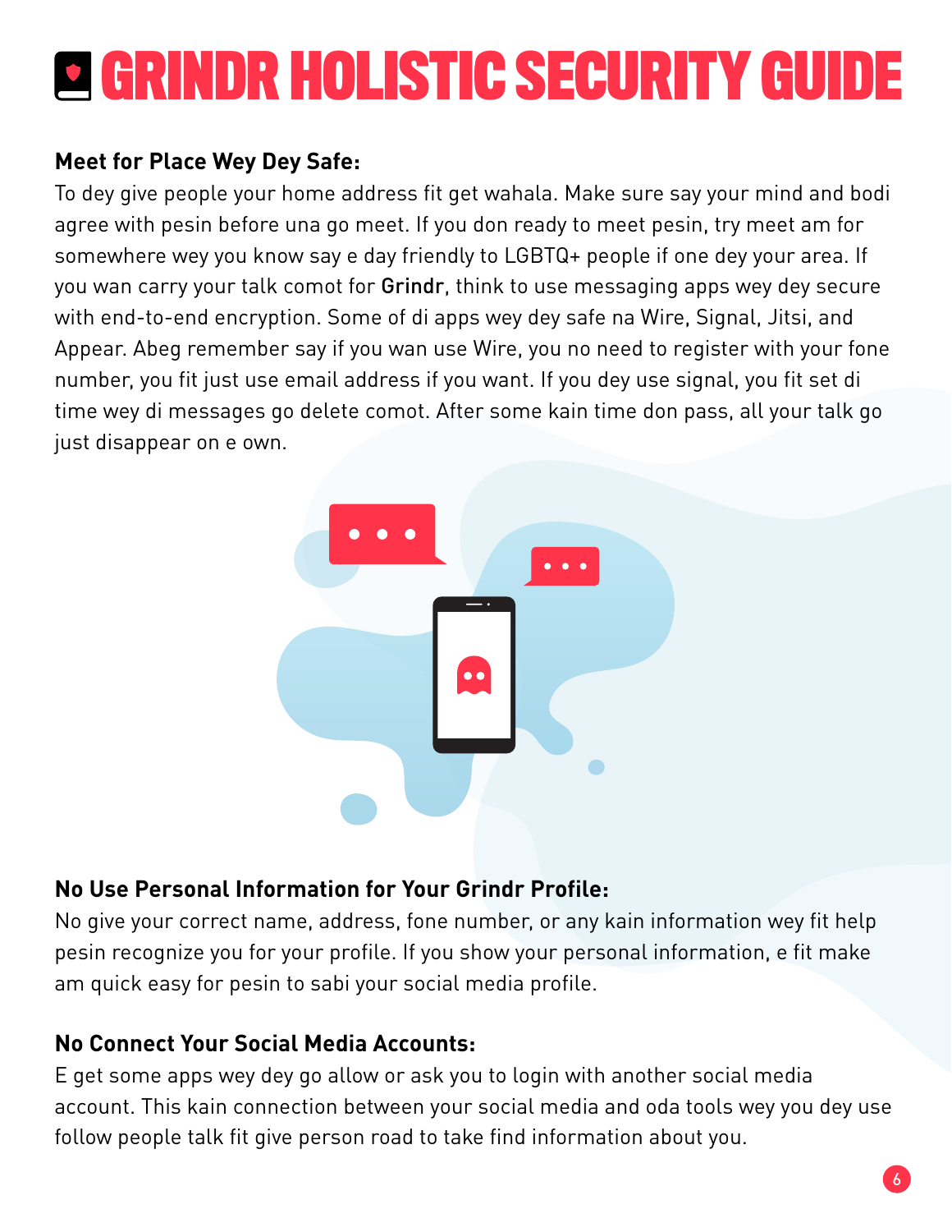# GRINDR HOLISTIC SECURITY GUIDE

**Meet for Place Wey Dey Safe:**

To dey give people your home address fit get wahala. Make sure say your mind and bodi agree with pesin before una go meet. If you don ready to meet pesin, try meet am for somewhere wey you know say e day friendly to LGBTQ+ people if one dey your area. If you wan carry your talk comot for **Grindr**, think to use messaging apps wey dey secure with end-to-end encryption. Some of di apps wey dey safe na Wire, Signal, Jitsi, and Appear. Abeg remember say if you wan use Wire, you no need to register with your fone number, you fit just use email address if you want. If you dey use signal, you fit set di time wey di messages go delete comot. After some kain time don pass, all your talk go just disappear on e own.

**No Use Personal Information for Your Grindr Profile:**

No give your correct name, address, fone number, or any kain information wey fit help pesin recognize you for your profile. If you show your personal information, e fit make am quick easy for pesin to sabi your social media profile.

**No Connect Your Social Media Accounts:**

E get some apps wey dey go allow or ask you to login with another social media account. This kain connection between your social media and oda tools wey you dey use follow people talk fit give person road to take find information about you.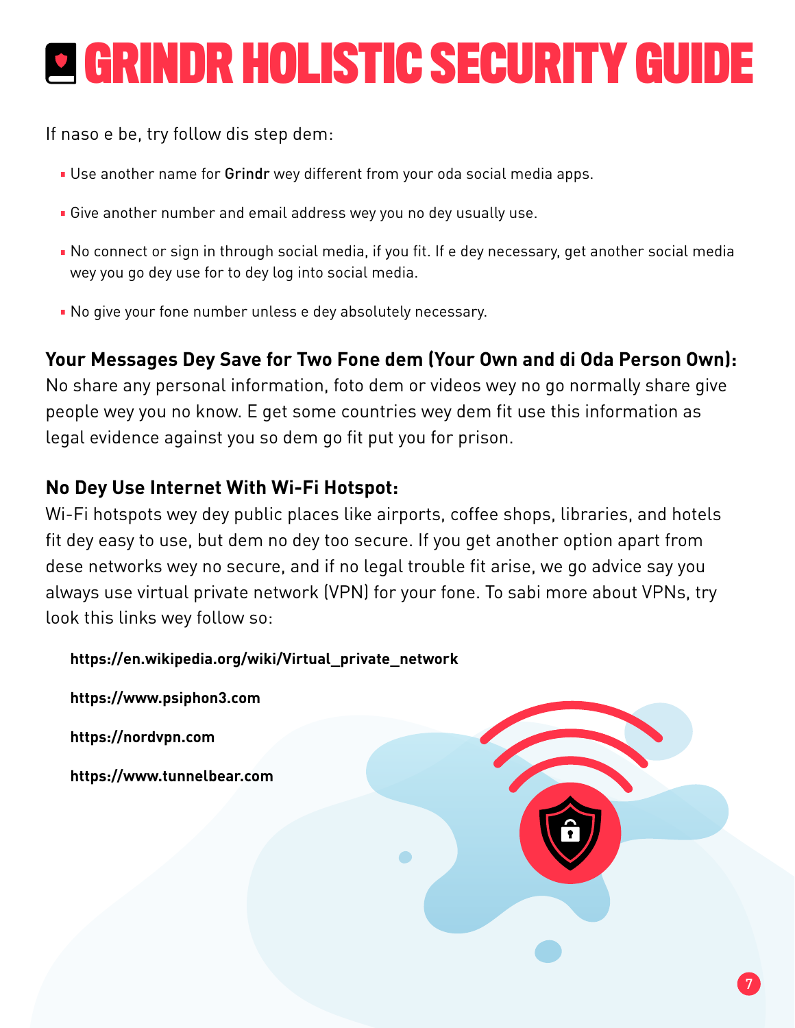# GRINDR HOLISTIC SECURITY GUIDE

If naso e be, try follow dis step dem:

- Use another name for **Grindr** wey different from your oda social media apps.
- Give another number and email address wey you no dey usually use.
- No connect or sign in through social media, if you fit. If e dey necessary, get another social media wey you go dey use for to dey log into social media.
- No give your fone number unless e dey absolutely necessary.

**Your Messages Dey Save for Two Fone dem (Your Own and di Oda Person Own):**
No share any personal information, foto dem or videos wey no go normally share give people wey you no know. E get some countries wey dem fit use this information as legal evidence against you so dem go fit put you for prison.

**No Dey Use Internet With Wi-Fi Hotspot:**
Wi-Fi hotspots wey dey public places like airports, coffee shops, libraries, and hotels fit dey easy to use, but dem no dey too secure. If you get another option apart from dese networks wey no secure, and if no legal trouble fit arise, we go advice say you always use virtual private network (VPN) for your fone. To sabi more about VPNs, try look this links wey follow so:

**https://en.wikipedia.org/wiki/Virtual_private_network**

**https://www.psiphon3.com**

**https://nordvpn.com**

**https://www.tunnelbear.com**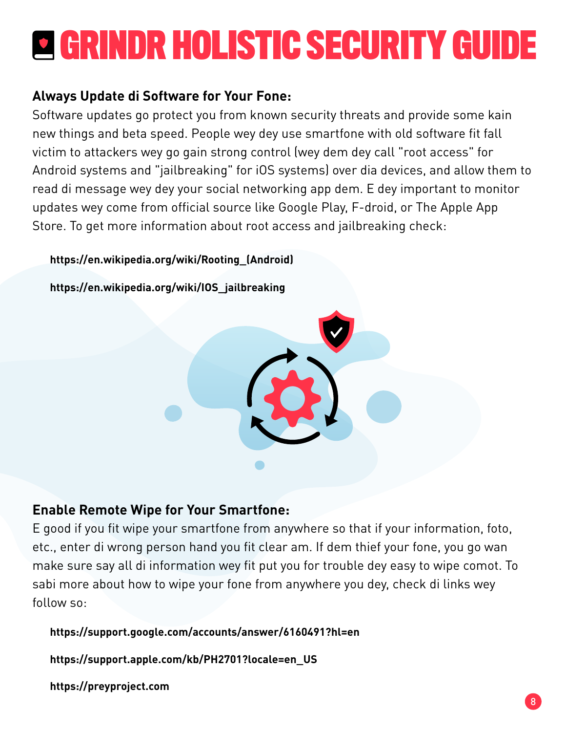### Always Update di Software for Your Fone:

Software updates go protect you from known security threats and provide some kain new things and beta speed. People wey dey use smartfone with old software fit fall victim to attackers wey go gain strong control (wey dem dey call "root access" for Android systems and "jailbreaking" for iOS systems) over dia devices, and allow them to read di message wey dey your social networking app dem. E dey important to monitor updates wey come from official source like Google Play, F-droid, or The Apple App Store. To get more information about root access and jailbreaking check:

**https://en.wikipedia.org/wiki/Rooting_(Android)**

**https://en.wikipedia.org/wiki/IOS_jailbreaking**

### Enable Remote Wipe for Your Smartfone:

E good if you fit wipe your smartfone from anywhere so that if your information, foto, etc., enter di wrong person hand you fit clear am. If dem thief your fone, you go wan make sure say all di information wey fit put you for trouble dey easy to wipe comot. To sabi more about how to wipe your fone from anywhere you dey, check di links wey follow so:

**https://support.google.com/accounts/answer/6160491?hl=en**

**https://support.apple.com/kb/PH2701?locale=en_US**

**https://preyproject.com**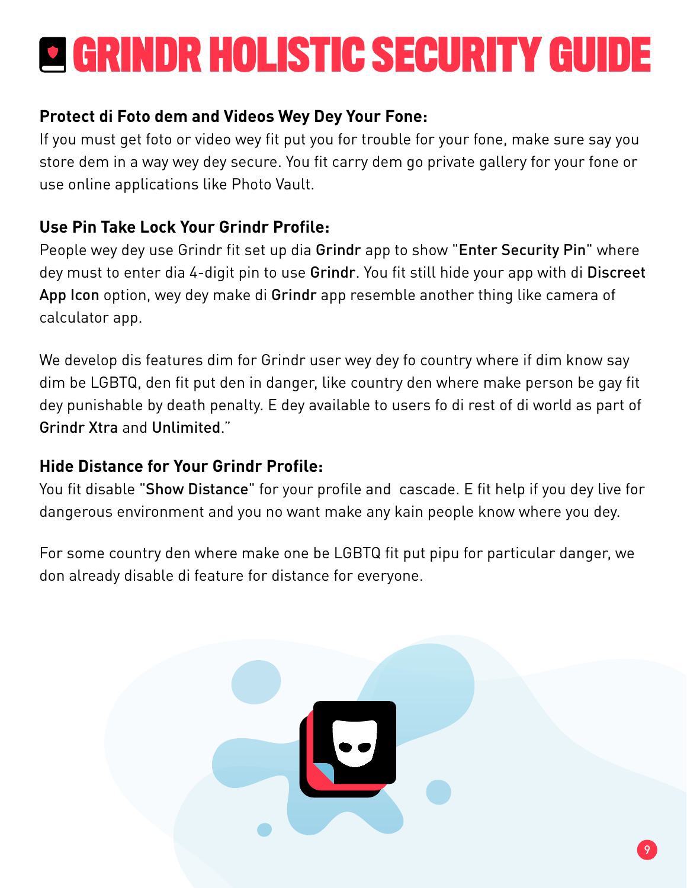# GRINDR HOLISTIC SECURITY GUIDE

**Protect di Foto dem and Videos Wey Dey Your Fone:**
If you must get foto or video wey fit put you for trouble for your fone, make sure say you store dem in a way wey dey secure. You fit carry dem go private gallery for your fone or use online applications like Photo Vault.

**Use Pin Take Lock Your Grindr Profile:**
People wey dey use Grindr fit set up dia **Grindr** app to show "**Enter Security Pin**" where dey must to enter dia 4-digit pin to use **Grindr**. You fit still hide your app with di **Discreet App Icon** option, wey dey make di **Grindr** app resemble another thing like camera of calculator app.

We develop dis features dim for Grindr user wey dey fo country where if dim know say dim be LGBTQ, den fit put den in danger, like country den where make person be gay fit dey punishable by death penalty. E dey available to users fo di rest of di world as part of **Grindr Xtra** and **Unlimited**."

**Hide Distance for Your Grindr Profile:**
You fit disable "**Show Distance**" for your profile and cascade. E fit help if you dey live for dangerous environment and you no want make any kain people know where you dey.

For some country den where make one be LGBTQ fit put pipu for particular danger, we don already disable di feature for distance for everyone.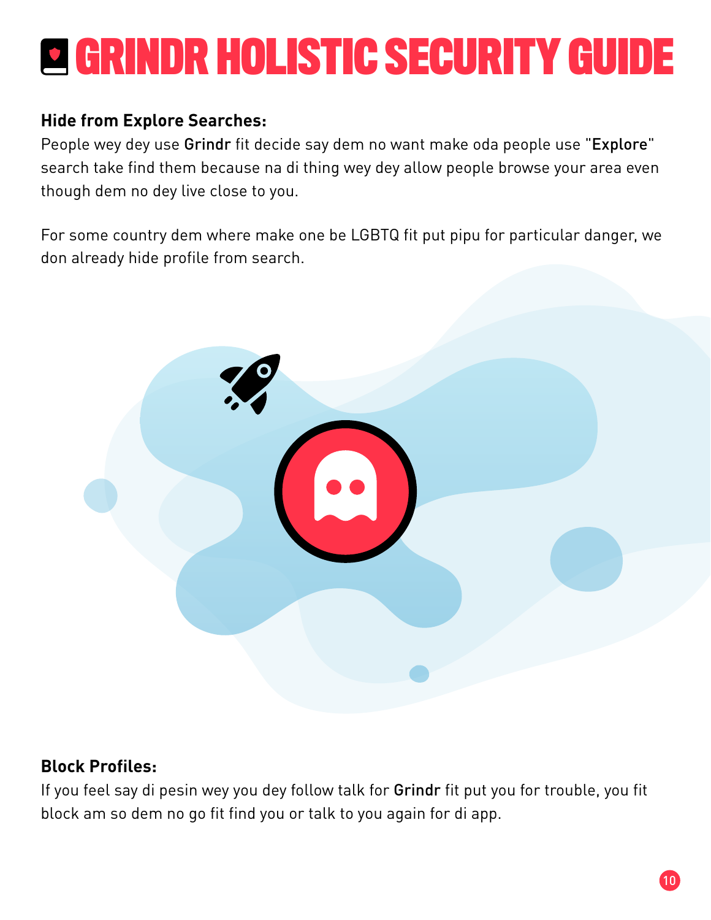# GRINDR HOLISTIC SECURITY GUIDE

**Hide from Explore Searches:**
People wey dey use **Grindr** fit decide say dem no want make oda people use "**Explore**" search take find them because na di thing wey dey allow people browse your area even though dem no dey live close to you.

For some country dem where make one be LGBTQ fit put pipu for particular danger, we don already hide profile from search.

**Block Profiles:**
If you feel say di pesin wey you dey follow talk for **Grindr** fit put you for trouble, you fit block am so dem no go fit find you or talk to you again for di app.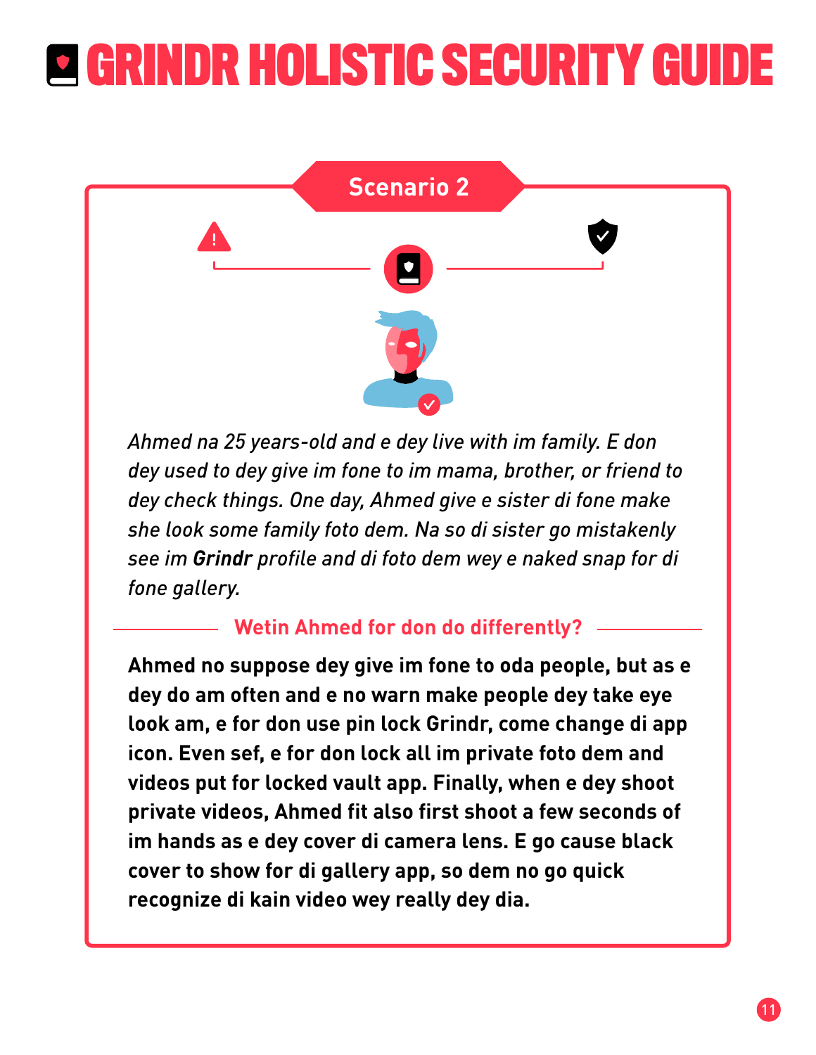# GRINDR HOLISTIC SECURITY GUIDE

## Scenario 2

*Ahmed na 25 years-old and e dey live with im family. E don dey used to dey give im fone to im mama, brother, or friend to dey check things. One day, Ahmed give e sister di fone make she look some family foto dem. Na so di sister go mistakenly see im **Grindr** profile and di foto dem wey e naked snap for di fone gallery.*

### Wetin Ahmed for don do differently?

**Ahmed no suppose dey give im fone to oda people, but as e dey do am often and e no warn make people dey take eye look am, e for don use pin lock Grindr, come change di app icon. Even sef, e for don lock all im private foto dem and videos put for locked vault app. Finally, when e dey shoot private videos, Ahmed fit also first shoot a few seconds of im hands as e dey cover di camera lens. E go cause black cover to show for di gallery app, so dem no go quick recognize di kain video wey really dey dia.**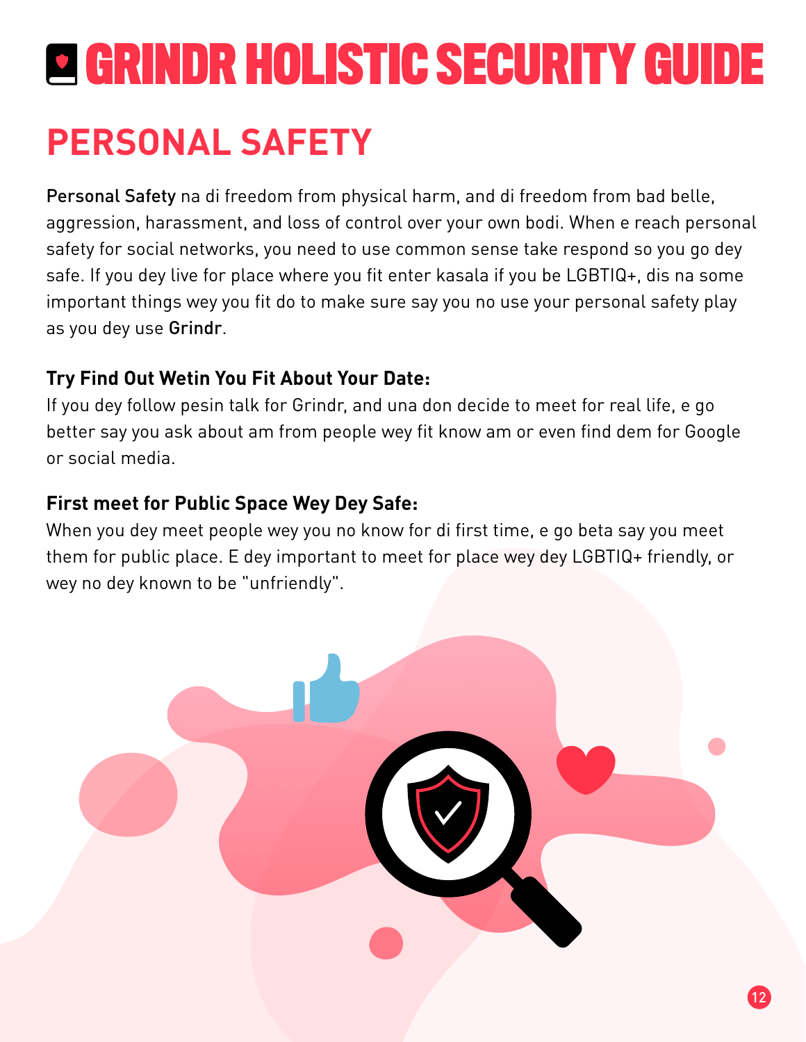# GRINDR HOLISTIC SECURITY GUIDE

## PERSONAL SAFETY

**Personal Safety** na di freedom from physical harm, and di freedom from bad belle, aggression, harassment, and loss of control over your own bodi. When e reach personal safety for social networks, you need to use common sense take respond so you go dey safe. If you dey live for place where you fit enter kasala if you be LGBTIQ+, dis na some important things wey you fit do to make sure say you no use your personal safety play as you dey use **Grindr**.

### Try Find Out Wetin You Fit About Your Date:

If you dey follow pesin talk for Grindr, and una don decide to meet for real life, e go better say you ask about am from people wey fit know am or even find dem for Google or social media.

### First meet for Public Space Wey Dey Safe:

When you dey meet people wey you no know for di first time, e go beta say you meet them for public place. E dey important to meet for place wey dey LGBTIQ+ friendly, or wey no dey known to be "unfriendly".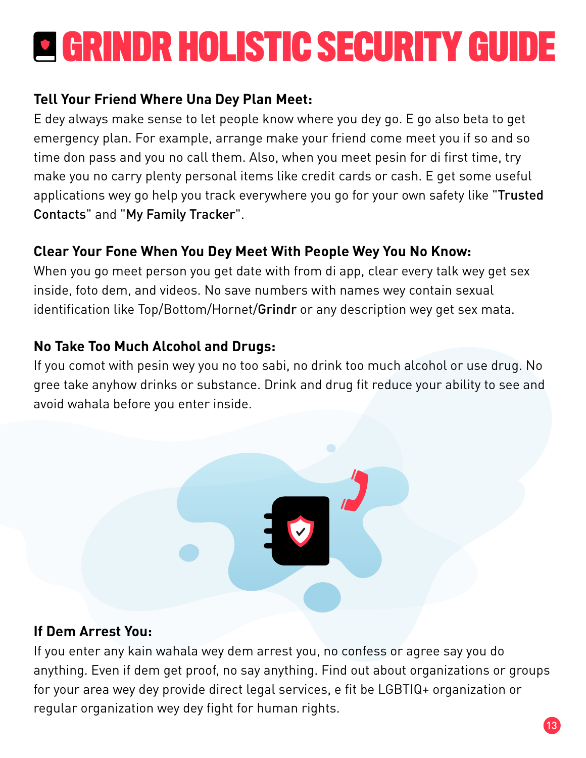# GRINDR HOLISTIC SECURITY GUIDE

**Tell Your Friend Where Una Dey Plan Meet:**

E dey always make sense to let people know where you dey go. E go also beta to get emergency plan. For example, arrange make your friend come meet you if so and so time don pass and you no call them. Also, when you meet pesin for di first time, try make you no carry plenty personal items like credit cards or cash. E get some useful applications wey go help you track everywhere you go for your own safety like "Trusted Contacts" and "My Family Tracker".

**Clear Your Fone When You Dey Meet With People Wey You No Know:**

When you go meet person you get date with from di app, clear every talk wey get sex inside, foto dem, and videos. No save numbers with names wey contain sexual identification like Top/Bottom/Hornet/Grindr or any description wey get sex mata.

**No Take Too Much Alcohol and Drugs:**

If you comot with pesin wey you no too sabi, no drink too much alcohol or use drug. No gree take anyhow drinks or substance. Drink and drug fit reduce your ability to see and avoid wahala before you enter inside.

**If Dem Arrest You:**

If you enter any kain wahala wey dem arrest you, no confess or agree say you do anything. Even if dem get proof, no say anything. Find out about organizations or groups for your area wey dey provide direct legal services, e fit be LGBTIQ+ organization or regular organization wey dey fight for human rights.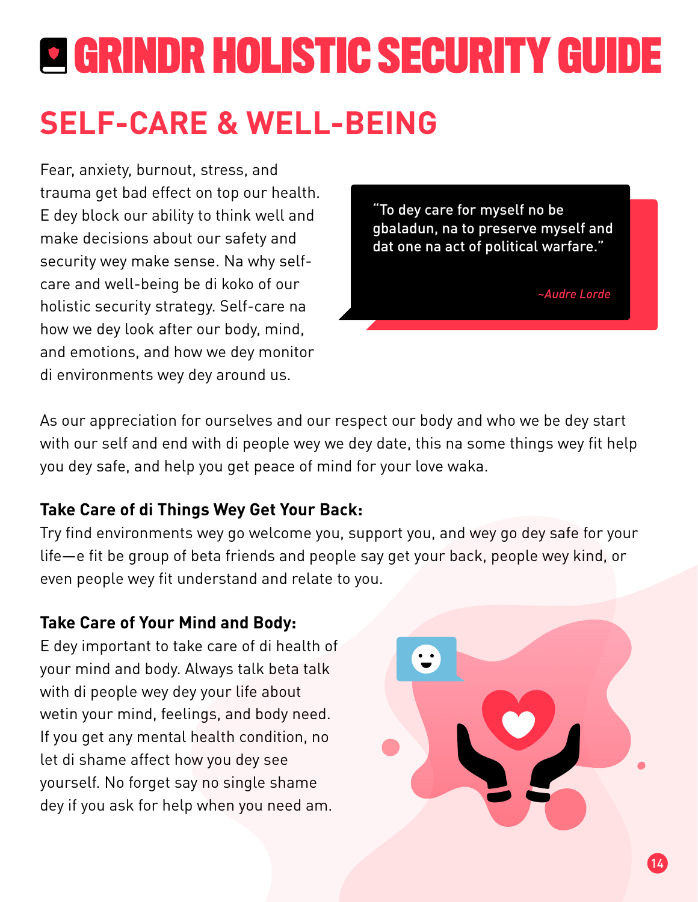# GRINDR HOLISTIC SECURITY GUIDE

## SELF-CARE & WELL-BEING

Fear, anxiety, burnout, stress, and trauma get bad effect on top our health. E dey block our ability to think well and make decisions about our safety and security wey make sense. Na why self-care and well-being be di koko of our holistic security strategy. Self-care na how we dey look after our body, mind, and emotions, and how we dey monitor di environments wey dey around us.

> "To dey care for myself no be gbaladun, na to preserve myself and dat one na act of political warfare."
>
> *~Audre Lorde*

As our appreciation for ourselves and our respect our body and who we be dey start with our self and end with di people wey we dey date, this na some things wey fit help you dey safe, and help you get peace of mind for your love waka.

**Take Care of di Things Wey Get Your Back:**
Try find environments wey go welcome you, support you, and wey go dey safe for your life—e fit be group of beta friends and people say get your back, people wey kind, or even people wey fit understand and relate to you.

**Take Care of Your Mind and Body:**
E dey important to take care of di health of your mind and body. Always talk beta talk with di people wey dey your life about wetin your mind, feelings, and body need. If you get any mental health condition, no let di shame affect how you dey see yourself. No forget say no single shame dey if you ask for help when you need am.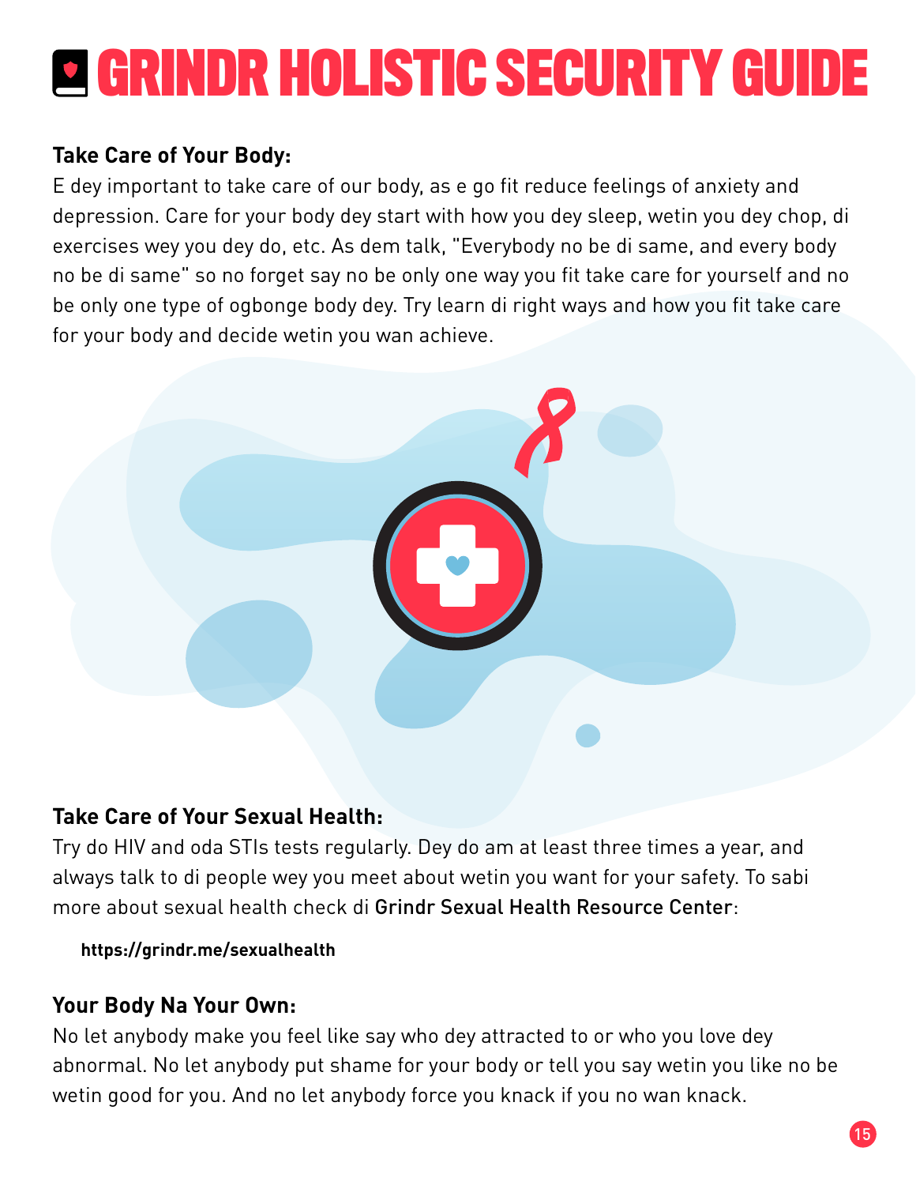# GRINDR HOLISTIC SECURITY GUIDE

**Take Care of Your Body:**

E dey important to take care of our body, as e go fit reduce feelings of anxiety and depression. Care for your body dey start with how you dey sleep, wetin you dey chop, di exercises wey you dey do, etc. As dem talk, "Everybody no be di same, and every body no be di same" so no forget say no be only one way you fit take care for yourself and no be only one type of ogbonge body dey. Try learn di right ways and how you fit take care for your body and decide wetin you wan achieve.

**Take Care of Your Sexual Health:**

Try do HIV and oda STIs tests regularly. Dey do am at least three times a year, and always talk to di people wey you meet about wetin you want for your safety. To sabi more about sexual health check di Grindr Sexual Health Resource Center:

**https://grindr.me/sexualhealth**

**Your Body Na Your Own:**

No let anybody make you feel like say who dey attracted to or who you love dey abnormal. No let anybody put shame for your body or tell you say wetin you like no be wetin good for you. And no let anybody force you knack if you no wan knack.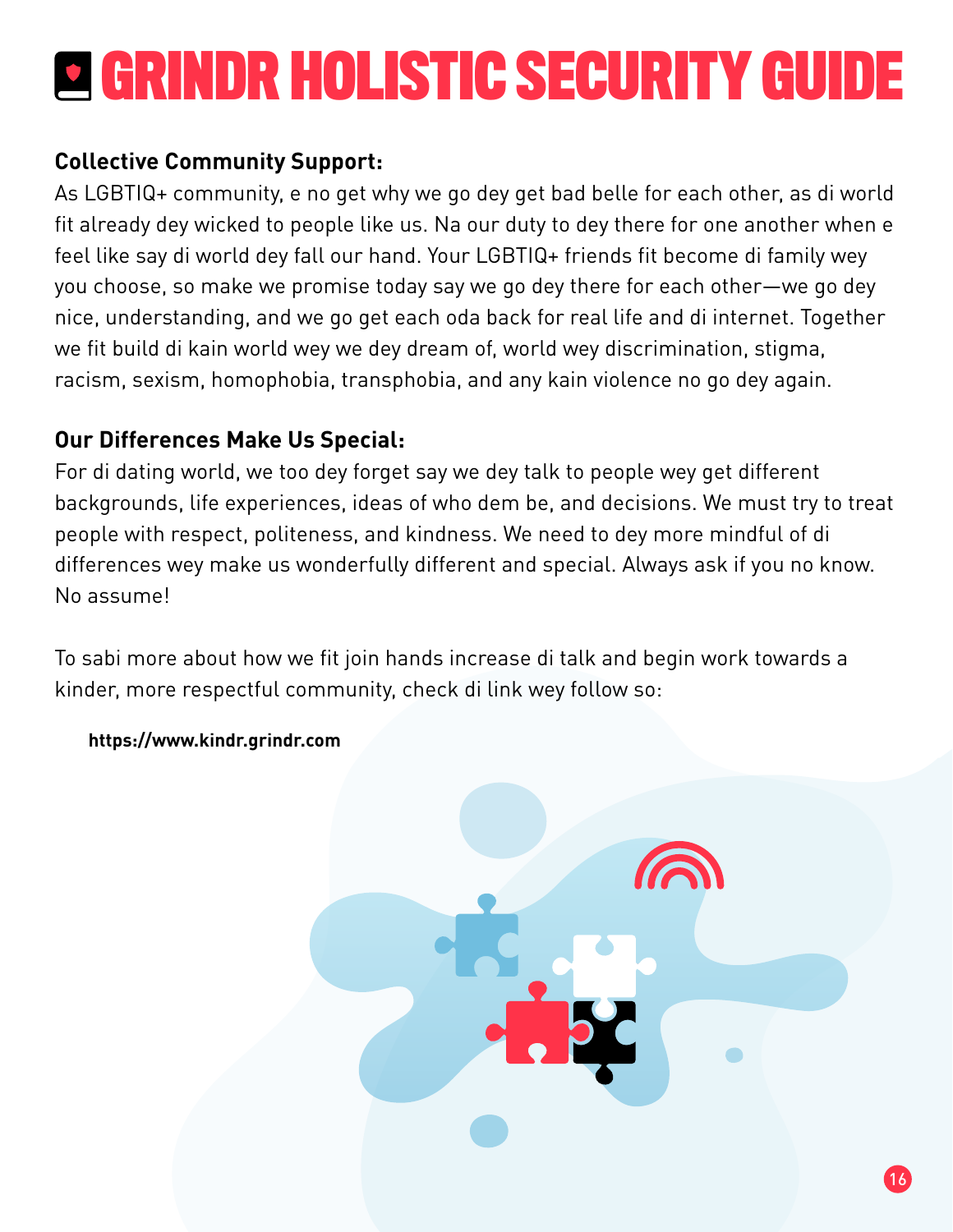# GRINDR HOLISTIC SECURITY GUIDE

**Collective Community Support:**

As LGBTIQ+ community, e no get why we go dey get bad belle for each other, as di world fit already dey wicked to people like us. Na our duty to dey there for one another when e feel like say di world dey fall our hand. Your LGBTIQ+ friends fit become di family wey you choose, so make we promise today say we go dey there for each other—we go dey nice, understanding, and we go get each oda back for real life and di internet. Together we fit build di kain world wey we dey dream of, world wey discrimination, stigma, racism, sexism, homophobia, transphobia, and any kain violence no go dey again.

**Our Differences Make Us Special:**

For di dating world, we too dey forget say we dey talk to people wey get different backgrounds, life experiences, ideas of who dem be, and decisions. We must try to treat people with respect, politeness, and kindness. We need to dey more mindful of di differences wey make us wonderfully different and special. Always ask if you no know. No assume!

To sabi more about how we fit join hands increase di talk and begin work towards a kinder, more respectful community, check di link wey follow so:

**https://www.kindr.grindr.com**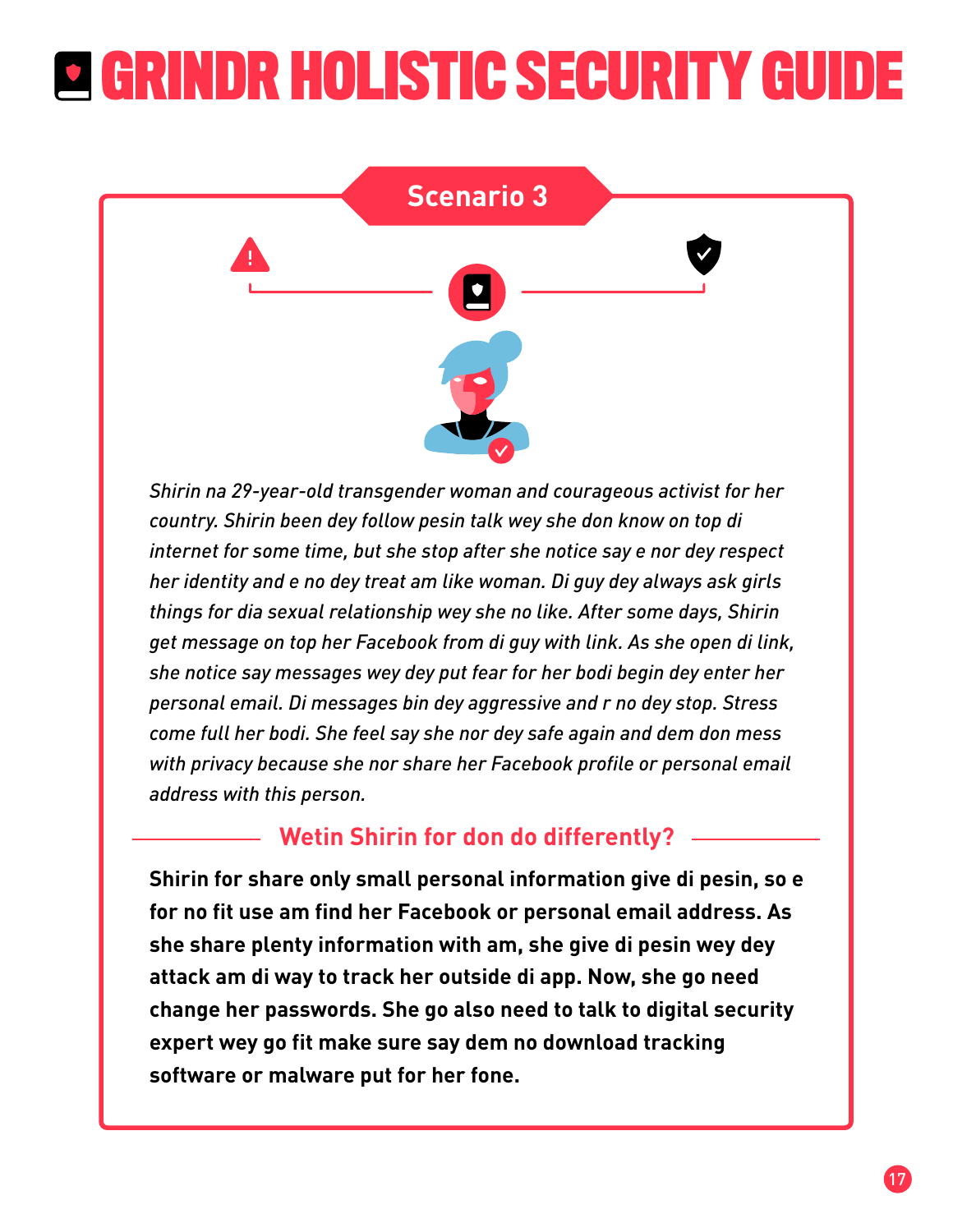# GRINDR HOLISTIC SECURITY GUIDE

## Scenario 3

*Shirin na 29-year-old transgender woman and courageous activist for her country. Shirin been dey follow pesin talk wey she don know on top di internet for some time, but she stop after she notice say e nor dey respect her identity and e no dey treat am like woman. Di guy dey always ask girls things for dia sexual relationship wey she no like. After some days, Shirin get message on top her Facebook from di guy with link. As she open di link, she notice say messages wey dey put fear for her bodi begin dey enter her personal email. Di messages bin dey aggressive and r no dey stop. Stress come full her bodi. She feel say she nor dey safe again and dem don mess with privacy because she nor share her Facebook profile or personal email address with this person.*

### Wetin Shirin for don do differently?

**Shirin for share only small personal information give di pesin, so e for no fit use am find her Facebook or personal email address. As she share plenty information with am, she give di pesin wey dey attack am di way to track her outside di app. Now, she go need change her passwords. She go also need to talk to digital security expert wey go fit make sure say dem no download tracking software or malware put for her fone.**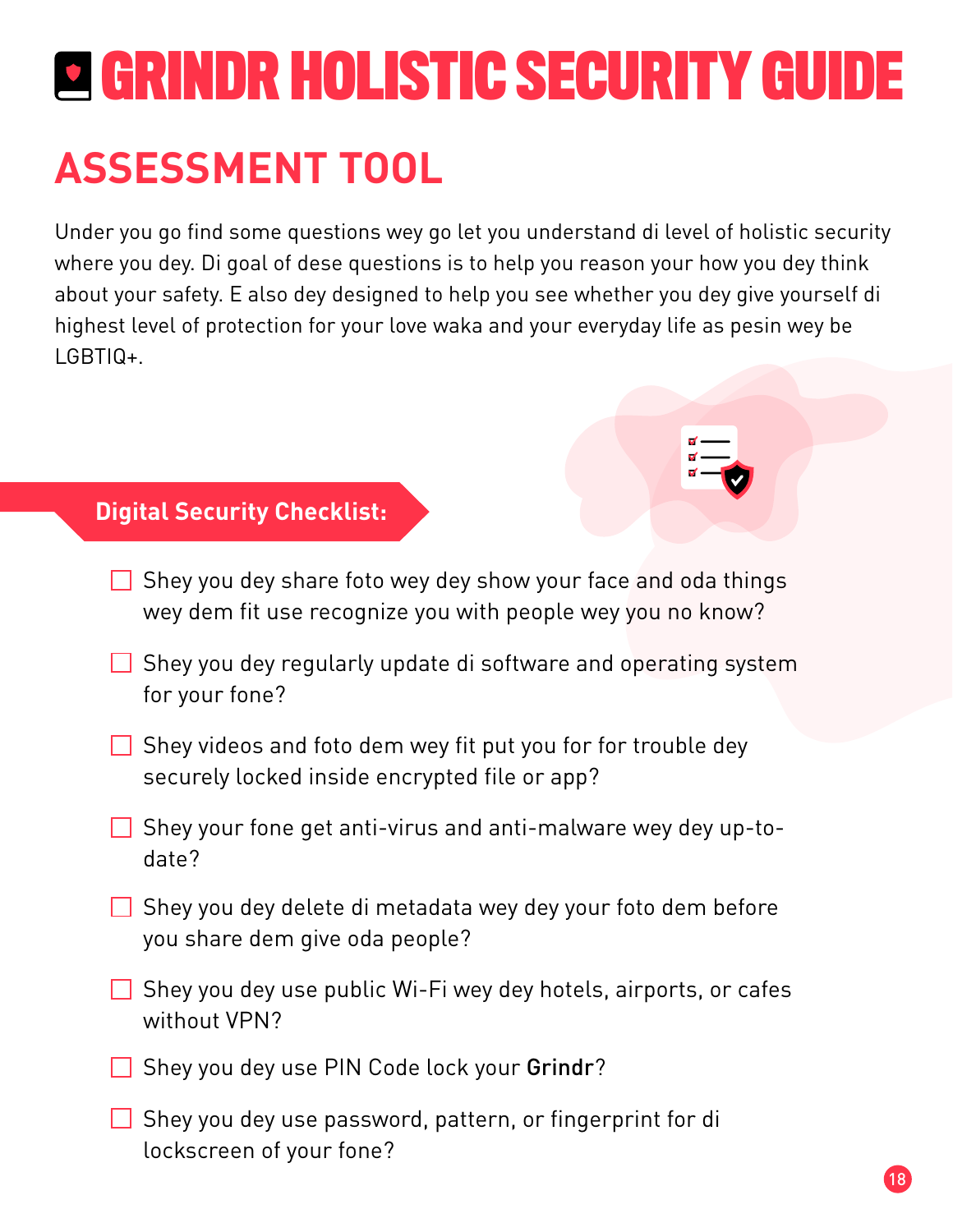# GRINDR HOLISTIC SECURITY GUIDE

## ASSESSMENT TOOL

Under you go find some questions wey go let you understand di level of holistic security where you dey. Di goal of dese questions is to help you reason your how you dey think about your safety. E also dey designed to help you see whether you dey give yourself di highest level of protection for your love waka and your everyday life as pesin wey be LGBTIQ+.

### Digital Security Checklist:

- [ ] Shey you dey share foto wey dey show your face and oda things wey dem fit use recognize you with people wey you no know?
- [ ] Shey you dey regularly update di software and operating system for your fone?
- [ ] Shey videos and foto dem wey fit put you for for trouble dey securely locked inside encrypted file or app?
- [ ] Shey your fone get anti-virus and anti-malware wey dey up-to-date?
- [ ] Shey you dey delete di metadata wey dey your foto dem before you share dem give oda people?
- [ ] Shey you dey use public Wi-Fi wey dey hotels, airports, or cafes without VPN?
- [ ] Shey you dey use PIN Code lock your **Grindr**?
- [ ] Shey you dey use password, pattern, or fingerprint for di lockscreen of your fone?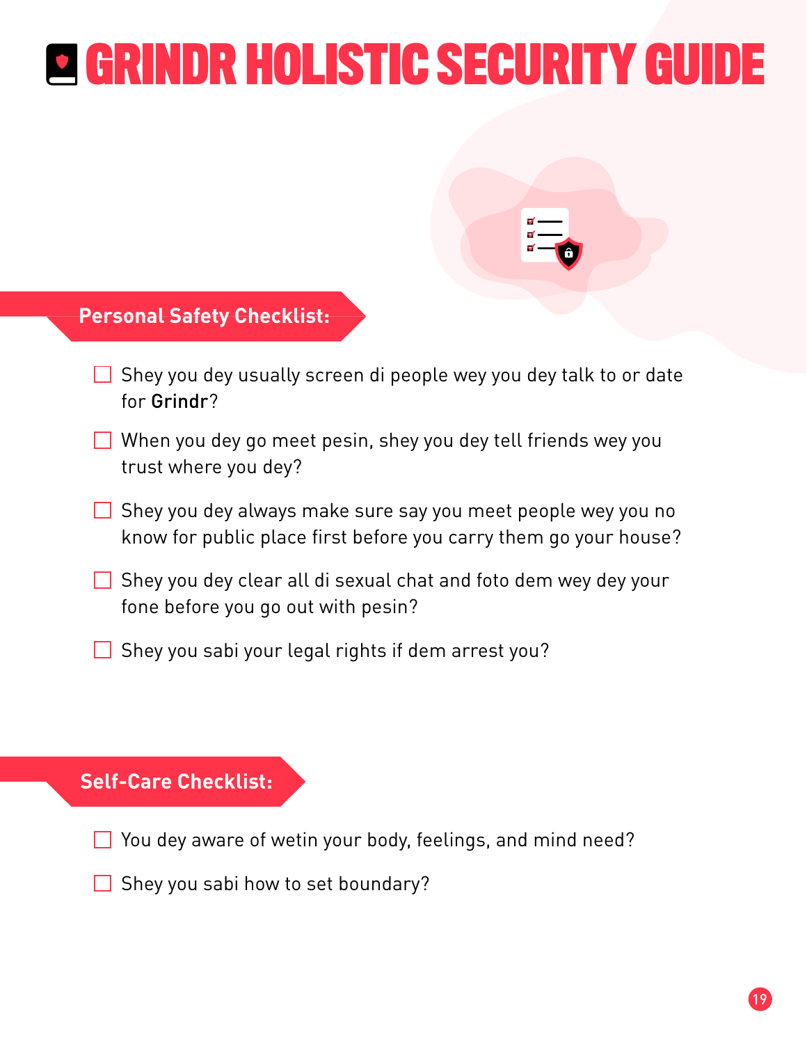# GRINDR HOLISTIC SECURITY GUIDE

## Personal Safety Checklist:

- [ ] Shey you dey usually screen di people wey you dey talk to or date for **Grindr**?
- [ ] When you dey go meet pesin, shey you dey tell friends wey you trust where you dey?
- [ ] Shey you dey always make sure say you meet people wey you no know for public place first before you carry them go your house?
- [ ] Shey you dey clear all di sexual chat and foto dem wey dey your fone before you go out with pesin?
- [ ] Shey you sabi your legal rights if dem arrest you?

## Self-Care Checklist:

- [ ] You dey aware of wetin your body, feelings, and mind need?
- [ ] Shey you sabi how to set boundary?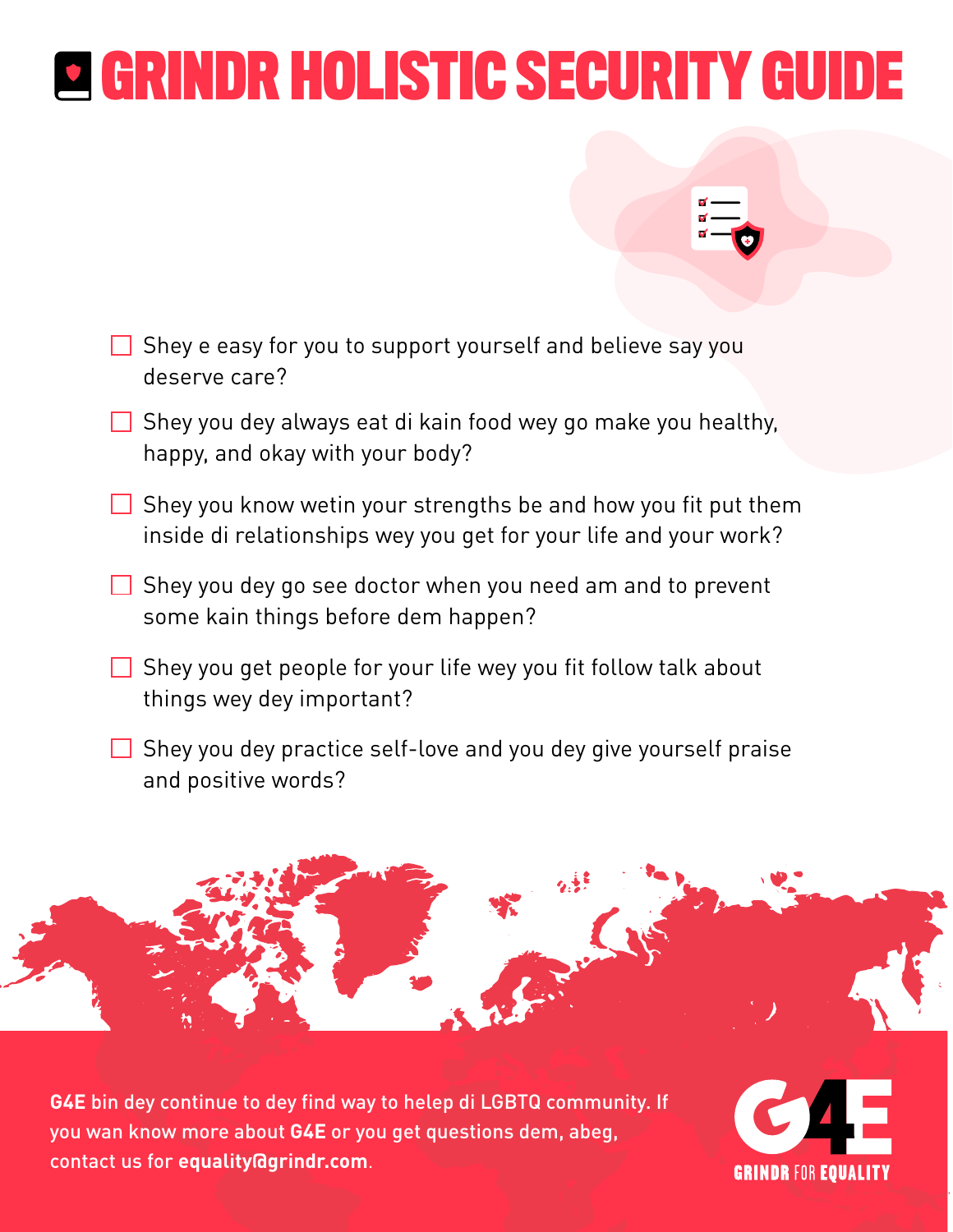# GRINDR HOLISTIC SECURITY GUIDE

- [ ] Shey e easy for you to support yourself and believe say you deserve care?
- [ ] Shey you dey always eat di kain food wey go make you healthy, happy, and okay with your body?
- [ ] Shey you know wetin your strengths be and how you fit put them inside di relationships wey you get for your life and your work?
- [ ] Shey you dey go see doctor when you need am and to prevent some kain things before dem happen?
- [ ] Shey you get people for your life wey you fit follow talk about things wey dey important?
- [ ] Shey you dey practice self-love and you dey give yourself praise and positive words?

**G4E** bin dey continue to dey find way to helep di LGBTQ community. If you wan know more about **G4E** or you get questions dem, abeg, contact us for **equality@grindr.com**.

G4E GRINDR FOR EQUALITY